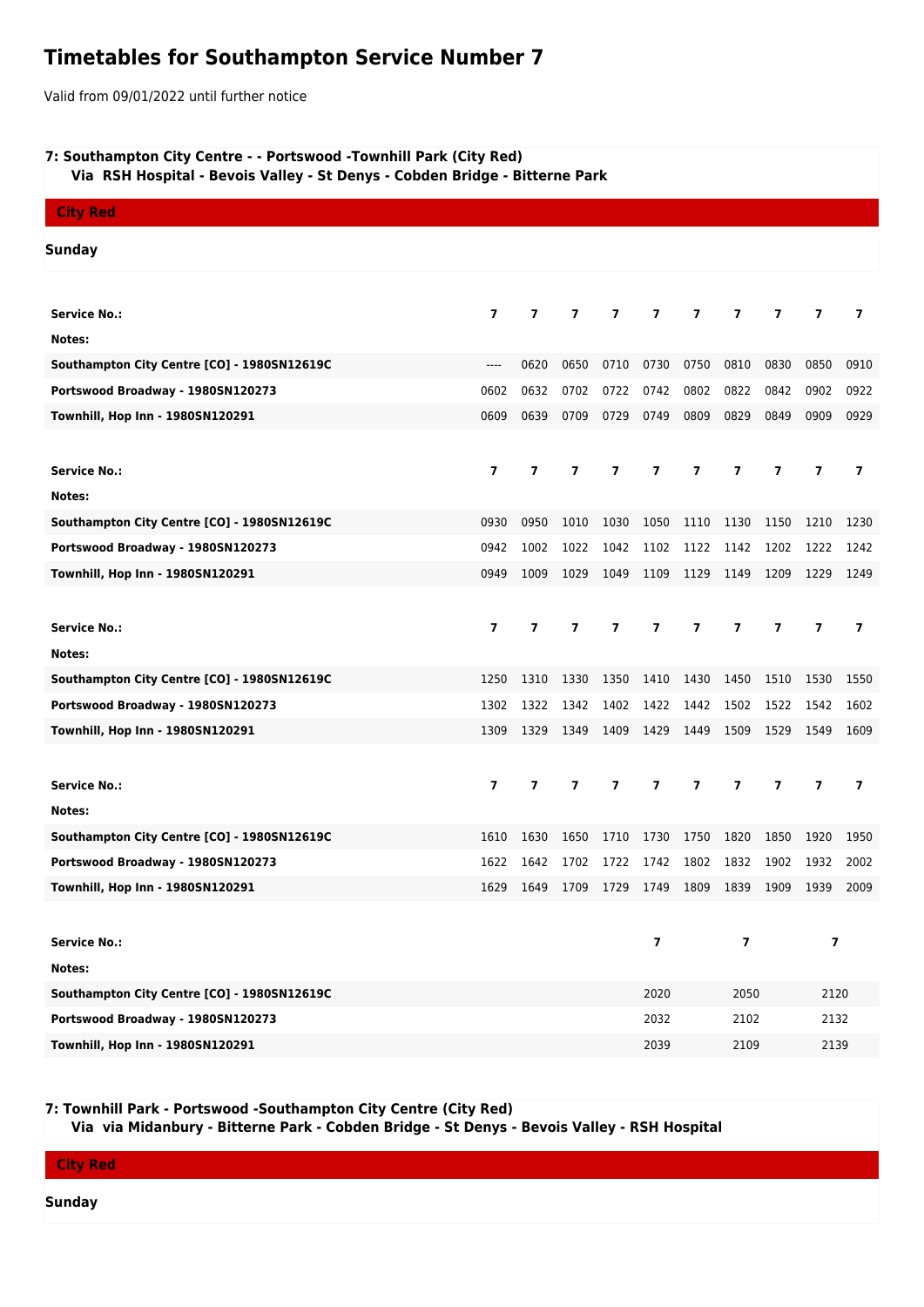# Timetables for Southampton Service Number 7

Valid from 09/01/2022 until further notice

### 7: Southampton City Centre - - Portswood -Townhill Park (City Red)
**Via RSH Hospital - Bevois Valley - St Denys - Cobden Bridge - Bitterne Park**

**City Red**

**Sunday**

| Service No.: | 7 | 7 | 7 | 7 | 7 | 7 | 7 | 7 | 7 | 7 |
|---|---|---|---|---|---|---|---|---|---|---|
| Notes: | | | | | | | | | | |
| Southampton City Centre [CO] - 1980SN12619C | ---- | 0620 | 0650 | 0710 | 0730 | 0750 | 0810 | 0830 | 0850 | 0910 |
| Portswood Broadway - 1980SN120273 | 0602 | 0632 | 0702 | 0722 | 0742 | 0802 | 0822 | 0842 | 0902 | 0922 |
| Townhill, Hop Inn - 1980SN120291 | 0609 | 0639 | 0709 | 0729 | 0749 | 0809 | 0829 | 0849 | 0909 | 0929 |

| Service No.: | 7 | 7 | 7 | 7 | 7 | 7 | 7 | 7 | 7 | 7 |
|---|---|---|---|---|---|---|---|---|---|---|
| Notes: | | | | | | | | | | |
| Southampton City Centre [CO] - 1980SN12619C | 0930 | 0950 | 1010 | 1030 | 1050 | 1110 | 1130 | 1150 | 1210 | 1230 |
| Portswood Broadway - 1980SN120273 | 0942 | 1002 | 1022 | 1042 | 1102 | 1122 | 1142 | 1202 | 1222 | 1242 |
| Townhill, Hop Inn - 1980SN120291 | 0949 | 1009 | 1029 | 1049 | 1109 | 1129 | 1149 | 1209 | 1229 | 1249 |

| Service No.: | 7 | 7 | 7 | 7 | 7 | 7 | 7 | 7 | 7 | 7 |
|---|---|---|---|---|---|---|---|---|---|---|
| Notes: | | | | | | | | | | |
| Southampton City Centre [CO] - 1980SN12619C | 1250 | 1310 | 1330 | 1350 | 1410 | 1430 | 1450 | 1510 | 1530 | 1550 |
| Portswood Broadway - 1980SN120273 | 1302 | 1322 | 1342 | 1402 | 1422 | 1442 | 1502 | 1522 | 1542 | 1602 |
| Townhill, Hop Inn - 1980SN120291 | 1309 | 1329 | 1349 | 1409 | 1429 | 1449 | 1509 | 1529 | 1549 | 1609 |

| Service No.: | 7 | 7 | 7 | 7 | 7 | 7 | 7 | 7 | 7 | 7 |
|---|---|---|---|---|---|---|---|---|---|---|
| Notes: | | | | | | | | | | |
| Southampton City Centre [CO] - 1980SN12619C | 1610 | 1630 | 1650 | 1710 | 1730 | 1750 | 1820 | 1850 | 1920 | 1950 |
| Portswood Broadway - 1980SN120273 | 1622 | 1642 | 1702 | 1722 | 1742 | 1802 | 1832 | 1902 | 1932 | 2002 |
| Townhill, Hop Inn - 1980SN120291 | 1629 | 1649 | 1709 | 1729 | 1749 | 1809 | 1839 | 1909 | 1939 | 2009 |

| Service No.: | 7 | 7 | 7 |
|---|---|---|---|
| Notes: | | | |
| Southampton City Centre [CO] - 1980SN12619C | 2020 | 2050 | 2120 |
| Portswood Broadway - 1980SN120273 | 2032 | 2102 | 2132 |
| Townhill, Hop Inn - 1980SN120291 | 2039 | 2109 | 2139 |

### 7: Townhill Park - Portswood -Southampton City Centre (City Red)
**Via via Midanbury - Bitterne Park - Cobden Bridge - St Denys - Bevois Valley - RSH Hospital**

**City Red**

**Sunday**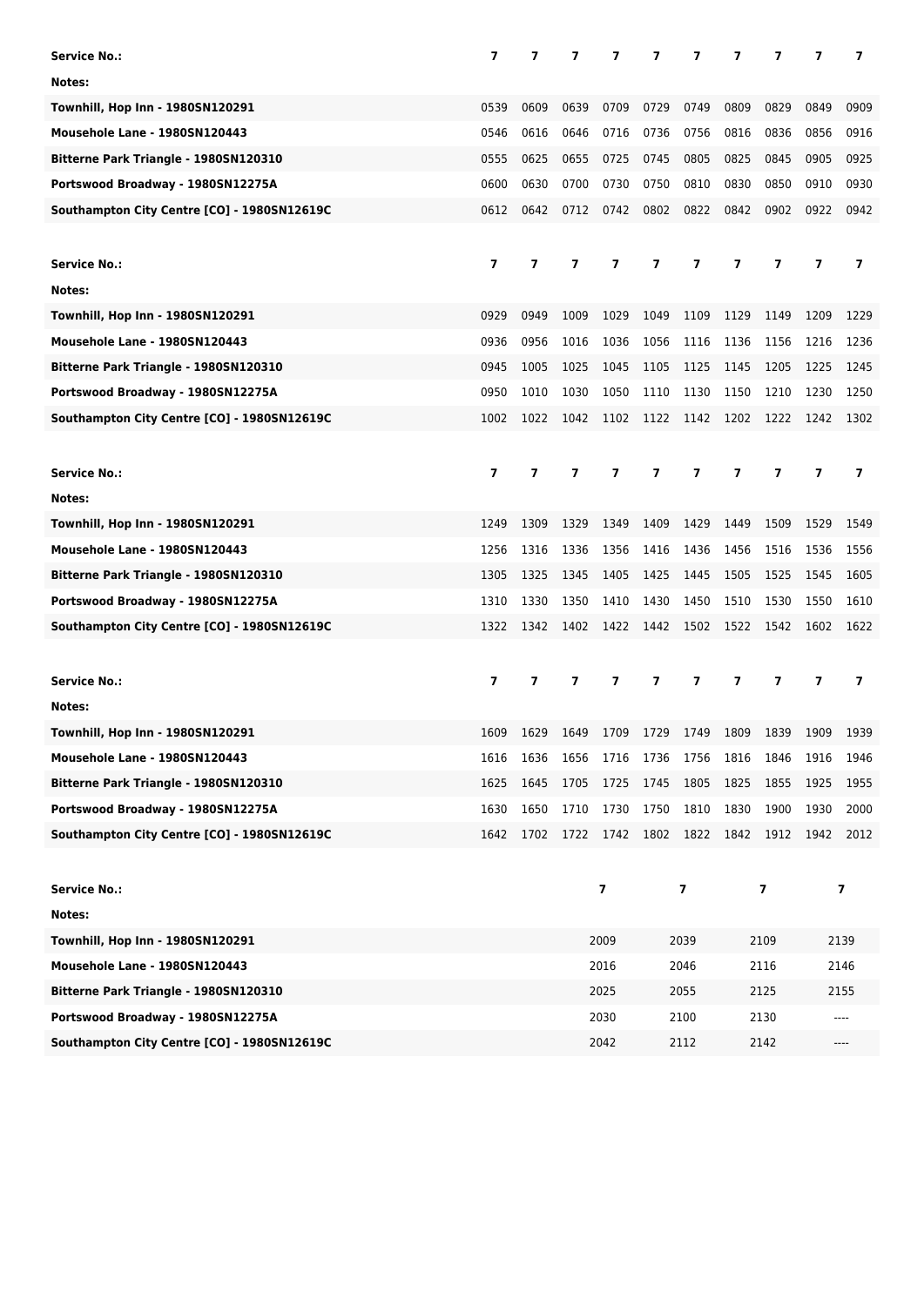| Service No.: | 7 | 7 | 7 | 7 | 7 | 7 | 7 | 7 | 7 | 7 |
|---|---|---|---|---|---|---|---|---|---|---|
| Notes: | | | | | | | | | | |
| Townhill, Hop Inn - 1980SN120291 | 0539 | 0609 | 0639 | 0709 | 0729 | 0749 | 0809 | 0829 | 0849 | 0909 |
| Mousehole Lane - 1980SN120443 | 0546 | 0616 | 0646 | 0716 | 0736 | 0756 | 0816 | 0836 | 0856 | 0916 |
| Bitterne Park Triangle - 1980SN120310 | 0555 | 0625 | 0655 | 0725 | 0745 | 0805 | 0825 | 0845 | 0905 | 0925 |
| Portswood Broadway - 1980SN12275A | 0600 | 0630 | 0700 | 0730 | 0750 | 0810 | 0830 | 0850 | 0910 | 0930 |
| Southampton City Centre [CO] - 1980SN12619C | 0612 | 0642 | 0712 | 0742 | 0802 | 0822 | 0842 | 0902 | 0922 | 0942 |

| Service No.: | 7 | 7 | 7 | 7 | 7 | 7 | 7 | 7 | 7 | 7 |
|---|---|---|---|---|---|---|---|---|---|---|
| Notes: | | | | | | | | | | |
| Townhill, Hop Inn - 1980SN120291 | 0929 | 0949 | 1009 | 1029 | 1049 | 1109 | 1129 | 1149 | 1209 | 1229 |
| Mousehole Lane - 1980SN120443 | 0936 | 0956 | 1016 | 1036 | 1056 | 1116 | 1136 | 1156 | 1216 | 1236 |
| Bitterne Park Triangle - 1980SN120310 | 0945 | 1005 | 1025 | 1045 | 1105 | 1125 | 1145 | 1205 | 1225 | 1245 |
| Portswood Broadway - 1980SN12275A | 0950 | 1010 | 1030 | 1050 | 1110 | 1130 | 1150 | 1210 | 1230 | 1250 |
| Southampton City Centre [CO] - 1980SN12619C | 1002 | 1022 | 1042 | 1102 | 1122 | 1142 | 1202 | 1222 | 1242 | 1302 |

| Service No.: | 7 | 7 | 7 | 7 | 7 | 7 | 7 | 7 | 7 | 7 |
|---|---|---|---|---|---|---|---|---|---|---|
| Notes: | | | | | | | | | | |
| Townhill, Hop Inn - 1980SN120291 | 1249 | 1309 | 1329 | 1349 | 1409 | 1429 | 1449 | 1509 | 1529 | 1549 |
| Mousehole Lane - 1980SN120443 | 1256 | 1316 | 1336 | 1356 | 1416 | 1436 | 1456 | 1516 | 1536 | 1556 |
| Bitterne Park Triangle - 1980SN120310 | 1305 | 1325 | 1345 | 1405 | 1425 | 1445 | 1505 | 1525 | 1545 | 1605 |
| Portswood Broadway - 1980SN12275A | 1310 | 1330 | 1350 | 1410 | 1430 | 1450 | 1510 | 1530 | 1550 | 1610 |
| Southampton City Centre [CO] - 1980SN12619C | 1322 | 1342 | 1402 | 1422 | 1442 | 1502 | 1522 | 1542 | 1602 | 1622 |

| Service No.: | 7 | 7 | 7 | 7 | 7 | 7 | 7 | 7 | 7 | 7 |
|---|---|---|---|---|---|---|---|---|---|---|
| Notes: | | | | | | | | | | |
| Townhill, Hop Inn - 1980SN120291 | 1609 | 1629 | 1649 | 1709 | 1729 | 1749 | 1809 | 1839 | 1909 | 1939 |
| Mousehole Lane - 1980SN120443 | 1616 | 1636 | 1656 | 1716 | 1736 | 1756 | 1816 | 1846 | 1916 | 1946 |
| Bitterne Park Triangle - 1980SN120310 | 1625 | 1645 | 1705 | 1725 | 1745 | 1805 | 1825 | 1855 | 1925 | 1955 |
| Portswood Broadway - 1980SN12275A | 1630 | 1650 | 1710 | 1730 | 1750 | 1810 | 1830 | 1900 | 1930 | 2000 |
| Southampton City Centre [CO] - 1980SN12619C | 1642 | 1702 | 1722 | 1742 | 1802 | 1822 | 1842 | 1912 | 1942 | 2012 |

| Service No.: | 7 | 7 | 7 | 7 |
|---|---|---|---|---|
| Notes: | | | | |
| Townhill, Hop Inn - 1980SN120291 | 2009 | 2039 | 2109 | 2139 |
| Mousehole Lane - 1980SN120443 | 2016 | 2046 | 2116 | 2146 |
| Bitterne Park Triangle - 1980SN120310 | 2025 | 2055 | 2125 | 2155 |
| Portswood Broadway - 1980SN12275A | 2030 | 2100 | 2130 | ---- |
| Southampton City Centre [CO] - 1980SN12619C | 2042 | 2112 | 2142 | ---- |